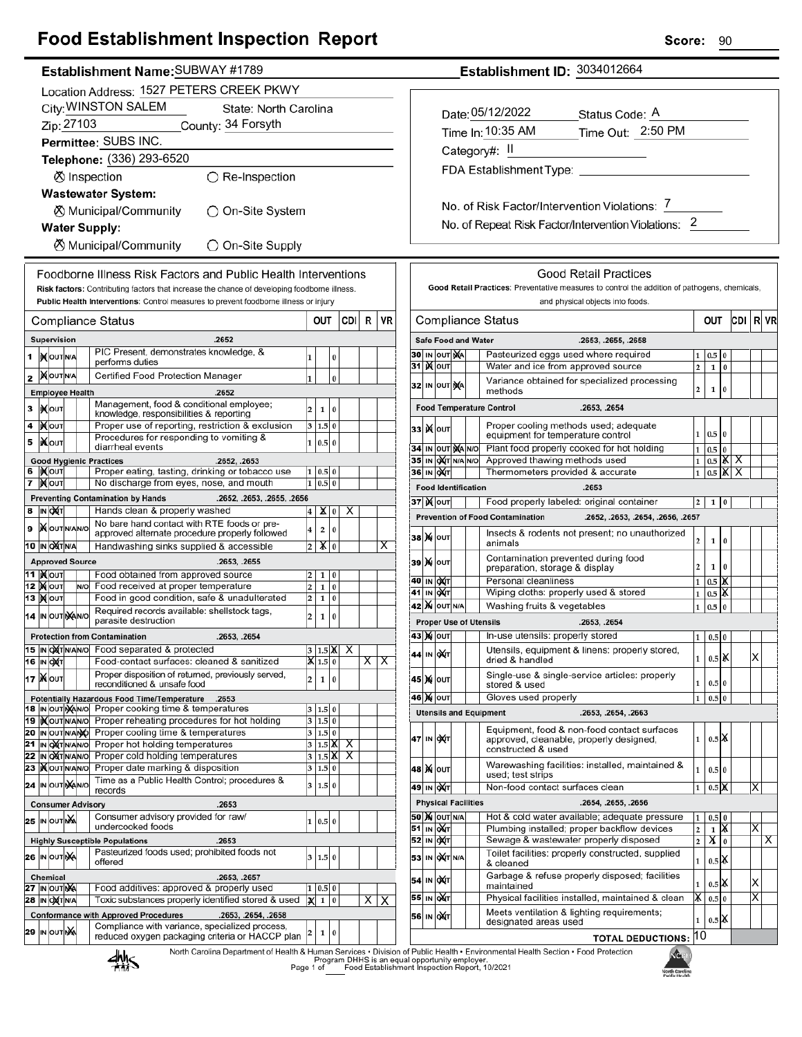# Food Establishment Inspection Report

**Score:** 90

**Establishment Name:** SUBWAY #1789
**Establishment ID:** 3034012664

Location Address: 1527 PETERS CREEK PKWY
City: WINSTON SALEM State: North Carolina
Zip: 27103 County: 34 Forsyth
Permittee: SUBS INC.
Telephone: (336) 293-6520

⊗ Inspection ○ Re-Inspection

**Wastewater System:**
⊗ Municipal/Community ○ On-Site System

**Water Supply:**
⊗ Municipal/Community ○ On-Site Supply

Date: 05/12/2022 Status Code: A
Time In: 10:35 AM Time Out: 2:50 PM
Category#: II
FDA Establishment Type:

No. of Risk Factor/Intervention Violations: 7
No. of Repeat Risk Factor/Intervention Violations: 2

## Foodborne Illness Risk Factors and Public Health Interventions

**Risk factors:** Contributing factors that increase the chance of developing foodborne illness.
**Public Health Interventions:** Control measures to prevent foodborne illness or injury

| # | Compliance Status | | OUT | | | CDI | R | VR |
|---|---|---|---|---|---|---|---|---|
| | **Supervision** .2652 | | | | | | | |
| 1 | IN | PIC Present, demonstrates knowledge, & performs duties | 1 | | 0 | | | |
| 2 | IN | Certified Food Protection Manager | 1 | | 0 | | | |
| | **Employee Health** .2652 | | | | | | | |
| 3 | IN | Management, food & conditional employee; knowledge, responsibilities & reporting | 2 | 1 | 0 | | | |
| 4 | IN | Proper use of reporting, restriction & exclusion | 3 | 1.5 | 0 | | | |
| 5 | IN | Procedures for responding to vomiting & diarrheal events | 1 | 0.5 | 0 | | | |
| | **Good Hygienic Practices** .2652, .2653 | | | | | | | |
| 6 | IN | Proper eating, tasting, drinking or tobacco use | 1 | 0.5 | 0 | | | |
| 7 | IN | No discharge from eyes, nose, and mouth | 1 | 0.5 | 0 | | | |
| | **Preventing Contamination by Hands** .2652, .2653, .2655, .2656 | | | | | | | |
| 8 | OUT | Hands clean & properly washed | 4 | X | 0 | X | | |
| 9 | IN | No bare hand contact with RTE foods or pre-approved alternate procedure properly followed | 4 | 2 | 0 | | | |
| 10 | OUT | Handwashing sinks supplied & accessible | 2 | X | 0 | | | X |
| | **Approved Source** .2653, .2655 | | | | | | | |
| 11 | IN | Food obtained from approved source | 2 | 1 | 0 | | | |
| 12 | IN | Food received at proper temperature | 2 | 1 | 0 | | | |
| 13 | IN | Food in good condition, safe & unadulterated | 2 | 1 | 0 | | | |
| 14 | N/A | Required records available: shellstock tags, parasite destruction | 2 | 1 | 0 | | | |
| | **Protection from Contamination** .2653, .2654 | | | | | | | |
| 15 | OUT | Food separated & protected | 3 | 1.5 | X | X | | |
| 16 | OUT | Food-contact surfaces: cleaned & sanitized | X | 1.5 | 0 | | X | X |
| 17 | IN | Proper disposition of returned, previously served, reconditioned & unsafe food | 2 | 1 | 0 | | | |
| | **Potentially Hazardous Food Time/Temperature** .2653 | | | | | | | |
| 18 | N/A | Proper cooking time & temperatures | 3 | 1.5 | 0 | | | |
| 19 | IN | Proper reheating procedures for hot holding | 3 | 1.5 | 0 | | | |
| 20 | N/O | Proper cooling time & temperatures | 3 | 1.5 | 0 | | | |
| 21 | OUT | Proper hot holding temperatures | 3 | 1.5 | X | X | | |
| 22 | OUT | Proper cold holding temperatures | 3 | 1.5 | X | X | | |
| 23 | IN | Proper date marking & disposition | 3 | 1.5 | 0 | | | |
| 24 | N/A | Time as a Public Health Control; procedures & records | 3 | 1.5 | 0 | | | |
| | **Consumer Advisory** .2653 | | | | | | | |
| 25 | N/A | Consumer advisory provided for raw/undercooked foods | 1 | 0.5 | 0 | | | |
| | **Highly Susceptible Populations** .2653 | | | | | | | |
| 26 | N/A | Pasteurized foods used; prohibited foods not offered | 3 | 1.5 | 0 | | | |
| | **Chemical** .2653, .2657 | | | | | | | |
| 27 | N/A | Food additives: approved & properly used | 1 | 0.5 | 0 | | | |
| 28 | OUT | Toxic substances properly identified stored & used | X | 1 | 0 | | X | X |
| | **Conformance with Approved Procedures** .2653, .2654, .2658 | | | | | | | |
| 29 | N/A | Compliance with variance, specialized process, reduced oxygen packaging criteria or HACCP plan | 2 | 1 | 0 | | | |

## Good Retail Practices

**Good Retail Practices:** Preventative measures to control the addition of pathogens, chemicals, and physical objects into foods.

| # | Compliance Status | | OUT | | | CDI | R | VR |
|---|---|---|---|---|---|---|---|---|
| | **Safe Food and Water** .2653, .2655, .2658 | | | | | | | |
| 30 | N/A | Pasteurized eggs used where required | 1 | 0.5 | 0 | | | |
| 31 | IN | Water and ice from approved source | 2 | 1 | 0 | | | |
| 32 | N/A | Variance obtained for specialized processing methods | 2 | 1 | 0 | | | |
| | **Food Temperature Control** .2653, .2654 | | | | | | | |
| 33 | IN | Proper cooling methods used; adequate equipment for temperature control | 1 | 0.5 | 0 | | | |
| 34 | N/A | Plant food properly cooked for hot holding | 1 | 0.5 | 0 | | | |
| 35 | OUT | Approved thawing methods used | 1 | 0.5 | X | X | | |
| 36 | OUT | Thermometers provided & accurate | 1 | 0.5 | X | X | | |
| | **Food Identification** .2653 | | | | | | | |
| 37 | IN | Food properly labeled: original container | 2 | 1 | 0 | | | |
| | **Prevention of Food Contamination** .2652, .2653, .2654, .2656, .2657 | | | | | | | |
| 38 | IN | Insects & rodents not present; no unauthorized animals | 2 | 1 | 0 | | | |
| 39 | IN | Contamination prevented during food preparation, storage & display | 2 | 1 | 0 | | | |
| 40 | OUT | Personal cleanliness | 1 | 0.5 | X | | | |
| 41 | OUT | Wiping cloths: properly used & stored | 1 | 0.5 | X | | | |
| 42 | IN | Washing fruits & vegetables | 1 | 0.5 | 0 | | | |
| | **Proper Use of Utensils** .2653, .2654 | | | | | | | |
| 43 | IN | In-use utensils: properly stored | 1 | 0.5 | 0 | | | |
| 44 | OUT | Utensils, equipment & linens: properly stored, dried & handled | 1 | 0.5 | X | | X | |
| 45 | IN | Single-use & single-service articles: properly stored & used | 1 | 0.5 | 0 | | | |
| 46 | IN | Gloves used properly | 1 | 0.5 | 0 | | | |
| | **Utensils and Equipment** .2653, .2654, .2663 | | | | | | | |
| 47 | OUT | Equipment, food & non-food contact surfaces approved, cleanable, properly designed, constructed & used | 1 | 0.5 | X | | | |
| 48 | IN | Warewashing facilities: installed, maintained & used; test strips | 1 | 0.5 | 0 | | | |
| 49 | OUT | Non-food contact surfaces clean | 1 | 0.5 | X | | X | |
| | **Physical Facilities** .2654, .2655, .2656 | | | | | | | |
| 50 | IN | Hot & cold water available; adequate pressure | 1 | 0.5 | 0 | | | |
| 51 | OUT | Plumbing installed; proper backflow devices | 2 | 1 | X | | X | |
| 52 | OUT | Sewage & wastewater properly disposed | 2 | X | 0 | | | X |
| 53 | OUT | Toilet facilities: properly constructed, supplied & cleaned | 1 | 0.5 | X | | | |
| 54 | OUT | Garbage & refuse properly disposed; facilities maintained | 1 | 0.5 | X | | X | |
| 55 | OUT | Physical facilities installed, maintained & clean | X | 0.5 | 0 | | X | |
| 56 | OUT | Meets ventilation & lighting requirements; designated areas used | 1 | 0.5 | X | | | |
| | **TOTAL DEDUCTIONS:** 10 | | | | | | | |

North Carolina Department of Health & Human Services • Division of Public Health • Environmental Health Section • Food Protection Program DHHS is an equal opportunity employer.

Food Establishment Inspection Report, 10/2021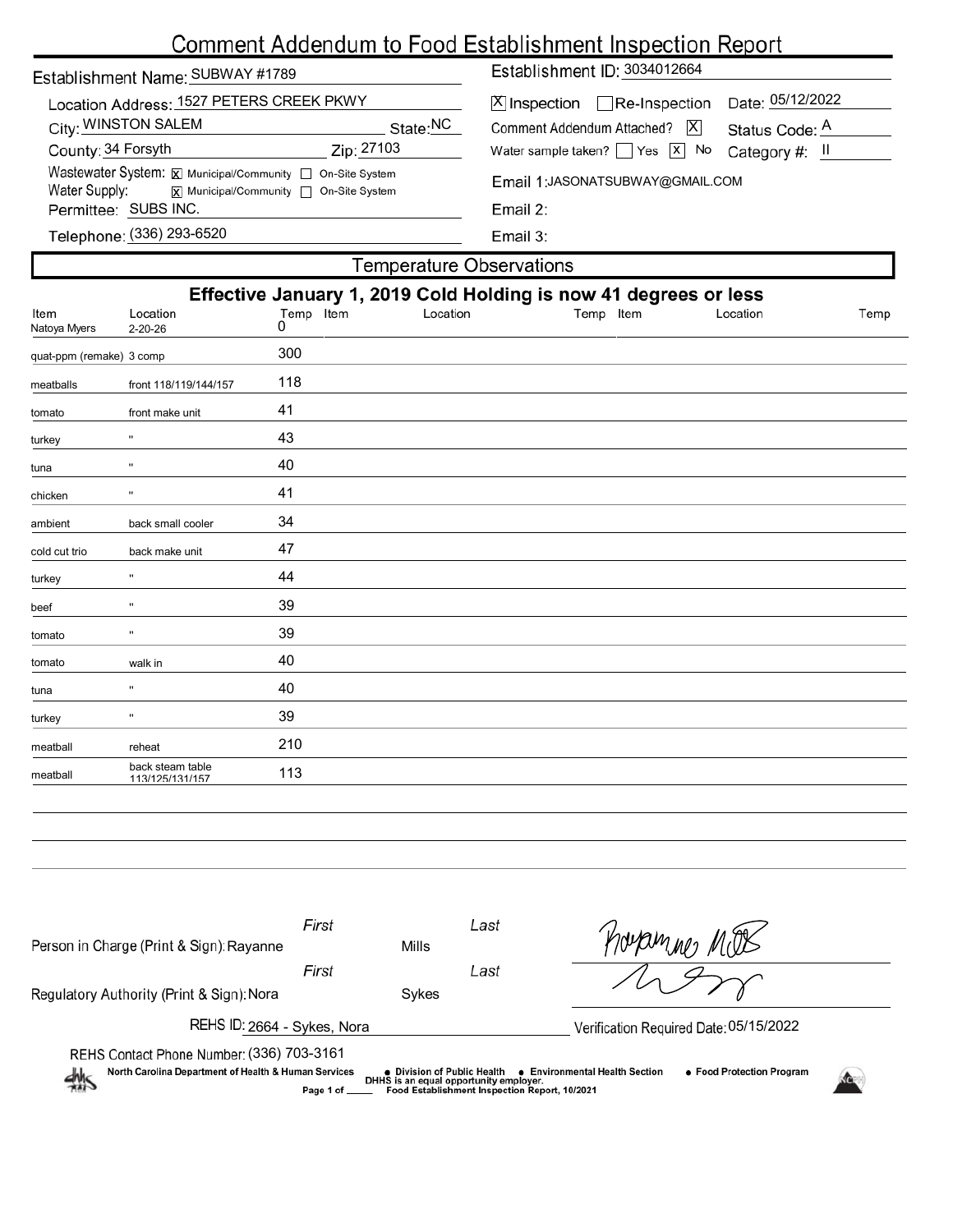# Comment Addendum to Food Establishment Inspection Report

**Establishment Name:** SUBWAY #1789

**Establishment ID:** 3034012664

**Location Address:** 1527 PETERS CREEK PKWY

**City:** WINSTON SALEM **State:** NC

**County:** 34 Forsyth **Zip:** 27103

**Wastewater System:** [X] Municipal/Community [ ] On-Site System

**Water Supply:** [X] Municipal/Community [ ] On-Site System

**Permittee:** SUBS INC.

**Telephone:** (336) 293-6520

[X] Inspection [ ] Re-Inspection **Date:** 05/12/2022

**Comment Addendum Attached?** [X] **Status Code:** A

**Water sample taken?** [ ] Yes [X] No **Category #:** II

**Email 1:** JASONATSUBWAY@GMAIL.COM

**Email 2:**

**Email 3:**

## Temperature Observations

**Effective January 1, 2019 Cold Holding is now 41 degrees or less**

| Item | Location | Temp | Item | Location | Temp | Item | Location | Temp |
|---|---|---|---|---|---|---|---|---|
| Natoya Myers | 2-20-26 | 0 | | | | | | |
| quat-ppm (remake) | 3 comp | 300 | | | | | | |
| meatballs | front 118/119/144/157 | 118 | | | | | | |
| tomato | front make unit | 41 | | | | | | |
| turkey | " | 43 | | | | | | |
| tuna | " | 40 | | | | | | |
| chicken | " | 41 | | | | | | |
| ambient | back small cooler | 34 | | | | | | |
| cold cut trio | back make unit | 47 | | | | | | |
| turkey | " | 44 | | | | | | |
| beef | " | 39 | | | | | | |
| tomato | " | 39 | | | | | | |
| tomato | walk in | 40 | | | | | | |
| tuna | " | 40 | | | | | | |
| turkey | " | 39 | | | | | | |
| meatball | reheat | 210 | | | | | | |
| meatball | back steam table 113/125/131/157 | 113 | | | | | | |

**Person in Charge (Print & Sign):** First: Rayanne Last: Mills

**Regulatory Authority (Print & Sign):** First: Nora Last: Sykes

**REHS ID:** 2664 - Sykes, Nora

**Verification Required Date:** 05/15/2022

**REHS Contact Phone Number:** (336) 703-3161

North Carolina Department of Health & Human Services • Division of Public Health • Environmental Health Section • Food Protection Program

DHHS is an equal opportunity employer.

Food Establishment Inspection Report, 10/2021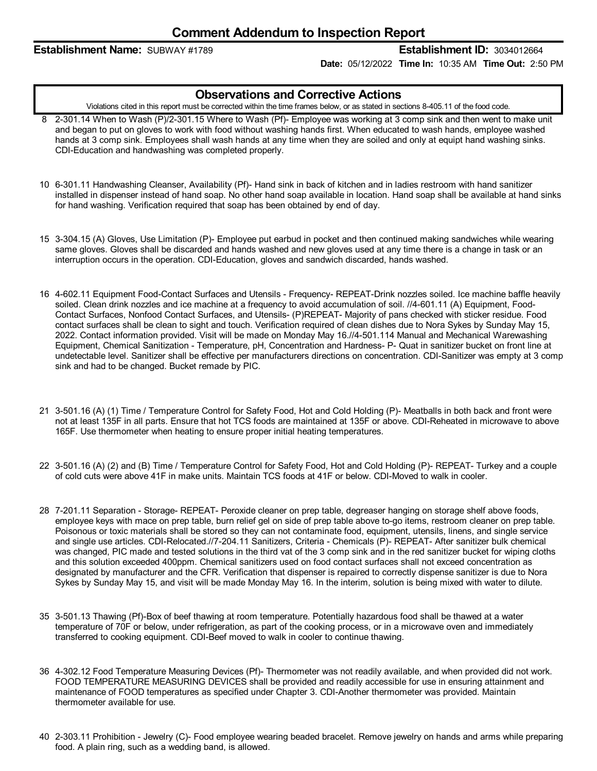# Comment Addendum to Inspection Report

**Establishment Name:** SUBWAY #1789 **Establishment ID:** 3034012664

**Date:** 05/12/2022 **Time In:** 10:35 AM **Time Out:** 2:50 PM

## Observations and Corrective Actions

Violations cited in this report must be corrected within the time frames below, or as stated in sections 8-405.11 of the food code.

8 2-301.14 When to Wash (P)/2-301.15 Where to Wash (Pf)- Employee was working at 3 comp sink and then went to make unit and began to put on gloves to work with food without washing hands first. When educated to wash hands, employee washed hands at 3 comp sink. Employees shall wash hands at any time when they are soiled and only at equipt hand washing sinks. CDI-Education and handwashing was completed properly.

10 6-301.11 Handwashing Cleanser, Availability (Pf)- Hand sink in back of kitchen and in ladies restroom with hand sanitizer installed in dispenser instead of hand soap. No other hand soap available in location. Hand soap shall be available at hand sinks for hand washing. Verification required that soap has been obtained by end of day.

15 3-304.15 (A) Gloves, Use Limitation (P)- Employee put earbud in pocket and then continued making sandwiches while wearing same gloves. Gloves shall be discarded and hands washed and new gloves used at any time there is a change in task or an interruption occurs in the operation. CDI-Education, gloves and sandwich discarded, hands washed.

16 4-602.11 Equipment Food-Contact Surfaces and Utensils - Frequency- REPEAT-Drink nozzles soiled. Ice machine baffle heavily soiled. Clean drink nozzles and ice machine at a frequency to avoid accumulation of soil. //4-601.11 (A) Equipment, Food-Contact Surfaces, Nonfood Contact Surfaces, and Utensils- (P)REPEAT- Majority of pans checked with sticker residue. Food contact surfaces shall be clean to sight and touch. Verification required of clean dishes due to Nora Sykes by Sunday May 15, 2022. Contact information provided. Visit will be made on Monday May 16.//4-501.114 Manual and Mechanical Warewashing Equipment, Chemical Sanitization - Temperature, pH, Concentration and Hardness- P- Quat in sanitizer bucket on front line at undetectable level. Sanitizer shall be effective per manufacturers directions on concentration. CDI-Sanitizer was empty at 3 comp sink and had to be changed. Bucket remade by PIC.

21 3-501.16 (A) (1) Time / Temperature Control for Safety Food, Hot and Cold Holding (P)- Meatballs in both back and front were not at least 135F in all parts. Ensure that hot TCS foods are maintained at 135F or above. CDI-Reheated in microwave to above 165F. Use thermometer when heating to ensure proper initial heating temperatures.

22 3-501.16 (A) (2) and (B) Time / Temperature Control for Safety Food, Hot and Cold Holding (P)- REPEAT- Turkey and a couple of cold cuts were above 41F in make units. Maintain TCS foods at 41F or below. CDI-Moved to walk in cooler.

28 7-201.11 Separation - Storage- REPEAT- Peroxide cleaner on prep table, degreaser hanging on storage shelf above foods, employee keys with mace on prep table, burn relief gel on side of prep table above to-go items, restroom cleaner on prep table. Poisonous or toxic materials shall be stored so they can not contaminate food, equipment, utensils, linens, and single service and single use articles. CDI-Relocated.//7-204.11 Sanitizers, Criteria - Chemicals (P)- REPEAT- After sanitizer bulk chemical was changed, PIC made and tested solutions in the third vat of the 3 comp sink and in the red sanitizer bucket for wiping cloths and this solution exceeded 400ppm. Chemical sanitizers used on food contact surfaces shall not exceed concentration as designated by manufacturer and the CFR. Verification that dispenser is repaired to correctly dispense sanitizer is due to Nora Sykes by Sunday May 15, and visit will be made Monday May 16. In the interim, solution is being mixed with water to dilute.

35 3-501.13 Thawing (Pf)-Box of beef thawing at room temperature. Potentially hazardous food shall be thawed at a water temperature of 70F or below, under refrigeration, as part of the cooking process, or in a microwave oven and immediately transferred to cooking equipment. CDI-Beef moved to walk in cooler to continue thawing.

36 4-302.12 Food Temperature Measuring Devices (Pf)- Thermometer was not readily available, and when provided did not work. FOOD TEMPERATURE MEASURING DEVICES shall be provided and readily accessible for use in ensuring attainment and maintenance of FOOD temperatures as specified under Chapter 3. CDI-Another thermometer was provided. Maintain thermometer available for use.

40 2-303.11 Prohibition - Jewelry (C)- Food employee wearing beaded bracelet. Remove jewelry on hands and arms while preparing food. A plain ring, such as a wedding band, is allowed.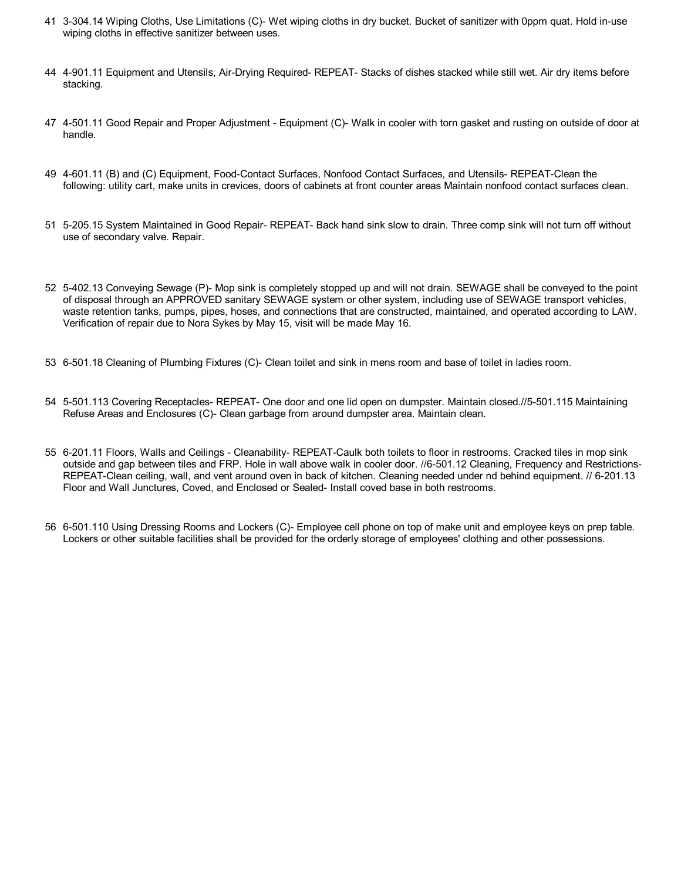41 3-304.14 Wiping Cloths, Use Limitations (C)- Wet wiping cloths in dry bucket. Bucket of sanitizer with 0ppm quat. Hold in-use wiping cloths in effective sanitizer between uses.

44 4-901.11 Equipment and Utensils, Air-Drying Required- REPEAT- Stacks of dishes stacked while still wet. Air dry items before stacking.

47 4-501.11 Good Repair and Proper Adjustment - Equipment (C)- Walk in cooler with torn gasket and rusting on outside of door at handle.

49 4-601.11 (B) and (C) Equipment, Food-Contact Surfaces, Nonfood Contact Surfaces, and Utensils- REPEAT-Clean the following: utility cart, make units in crevices, doors of cabinets at front counter areas Maintain nonfood contact surfaces clean.

51 5-205.15 System Maintained in Good Repair- REPEAT- Back hand sink slow to drain. Three comp sink will not turn off without use of secondary valve. Repair.

52 5-402.13 Conveying Sewage (P)- Mop sink is completely stopped up and will not drain. SEWAGE shall be conveyed to the point of disposal through an APPROVED sanitary SEWAGE system or other system, including use of SEWAGE transport vehicles, waste retention tanks, pumps, pipes, hoses, and connections that are constructed, maintained, and operated according to LAW. Verification of repair due to Nora Sykes by May 15, visit will be made May 16.

53 6-501.18 Cleaning of Plumbing Fixtures (C)- Clean toilet and sink in mens room and base of toilet in ladies room.

54 5-501.113 Covering Receptacles- REPEAT- One door and one lid open on dumpster. Maintain closed.//5-501.115 Maintaining Refuse Areas and Enclosures (C)- Clean garbage from around dumpster area. Maintain clean.

55 6-201.11 Floors, Walls and Ceilings - Cleanability- REPEAT-Caulk both toilets to floor in restrooms. Cracked tiles in mop sink outside and gap between tiles and FRP. Hole in wall above walk in cooler door. //6-501.12 Cleaning, Frequency and Restrictions- REPEAT-Clean ceiling, wall, and vent around oven in back of kitchen. Cleaning needed under nd behind equipment. // 6-201.13 Floor and Wall Junctures, Coved, and Enclosed or Sealed- Install coved base in both restrooms.

56 6-501.110 Using Dressing Rooms and Lockers (C)- Employee cell phone on top of make unit and employee keys on prep table. Lockers or other suitable facilities shall be provided for the orderly storage of employees' clothing and other possessions.